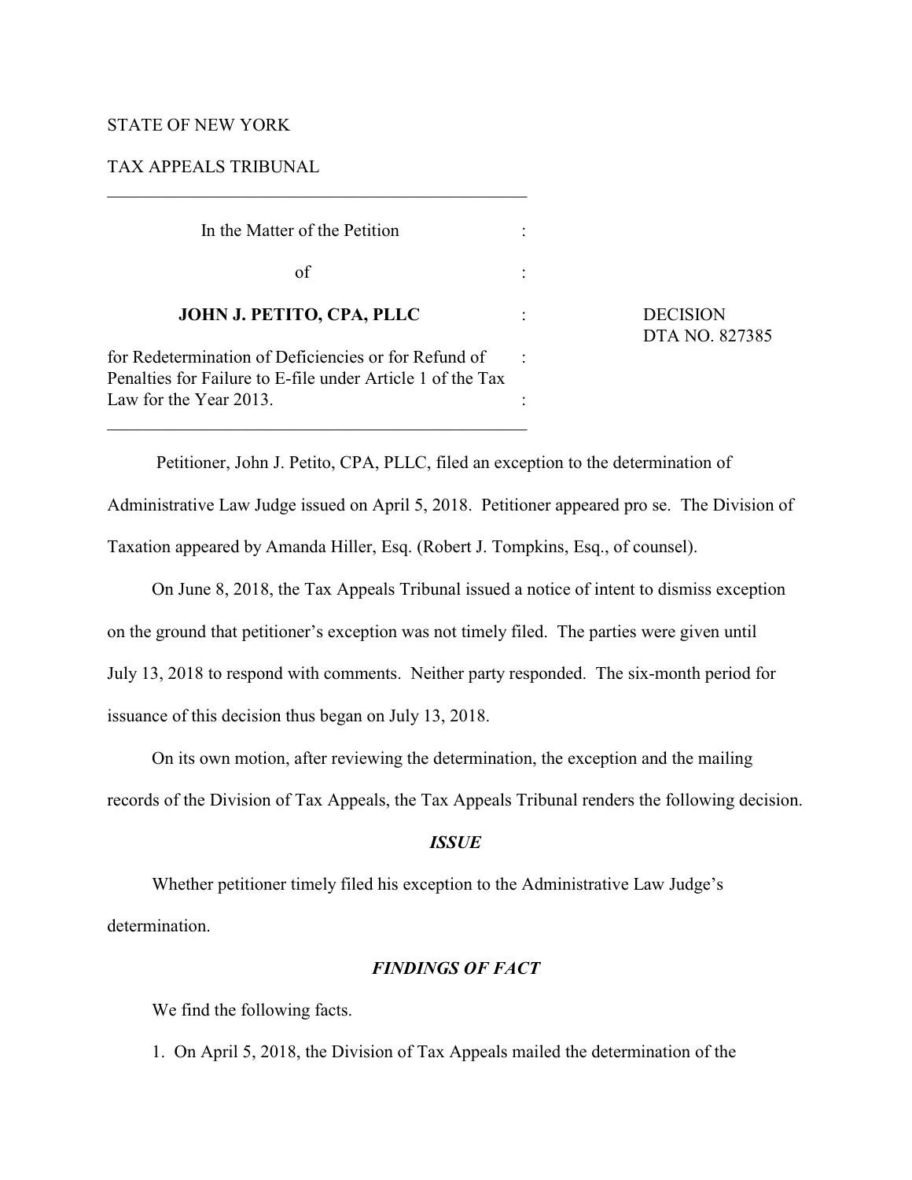STATE OF NEW YORK

TAX APPEALS TRIBUNAL

---

In the Matter of the Petition

of

**JOHN J. PETITO, CPA, PLLC**

for Redetermination of Deficiencies or for Refund of Penalties for Failure to E-file under Article 1 of the Tax Law for the Year 2013.

---

DECISION
DTA NO. 827385

Petitioner, John J. Petito, CPA, PLLC, filed an exception to the determination of Administrative Law Judge issued on April 5, 2018. Petitioner appeared pro se. The Division of Taxation appeared by Amanda Hiller, Esq. (Robert J. Tompkins, Esq., of counsel).

On June 8, 2018, the Tax Appeals Tribunal issued a notice of intent to dismiss exception on the ground that petitioner's exception was not timely filed. The parties were given until July 13, 2018 to respond with comments. Neither party responded. The six-month period for issuance of this decision thus began on July 13, 2018.

On its own motion, after reviewing the determination, the exception and the mailing records of the Division of Tax Appeals, the Tax Appeals Tribunal renders the following decision.

### *ISSUE*

Whether petitioner timely filed his exception to the Administrative Law Judge's determination.

### *FINDINGS OF FACT*

We find the following facts.

1. On April 5, 2018, the Division of Tax Appeals mailed the determination of the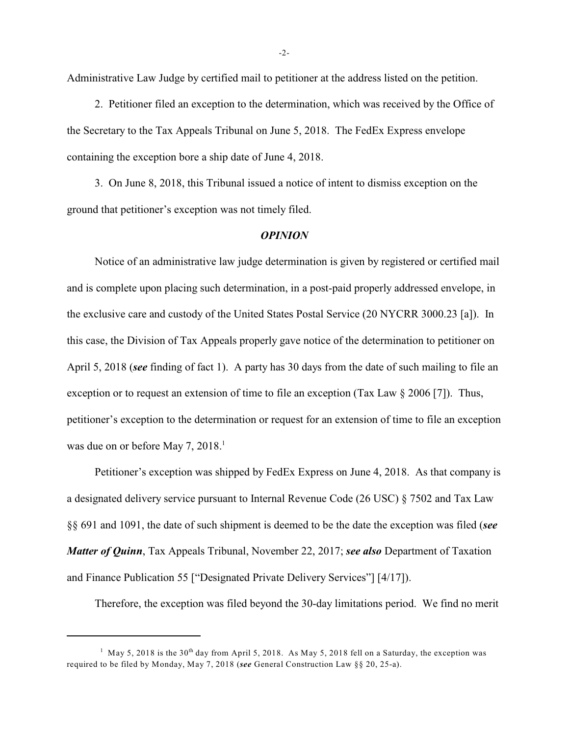Administrative Law Judge by certified mail to petitioner at the address listed on the petition.

2. Petitioner filed an exception to the determination, which was received by the Office of the Secretary to the Tax Appeals Tribunal on June 5, 2018. The FedEx Express envelope containing the exception bore a ship date of June 4, 2018.

3. On June 8, 2018, this Tribunal issued a notice of intent to dismiss exception on the ground that petitioner's exception was not timely filed.

## *OPINION*

Notice of an administrative law judge determination is given by registered or certified mail and is complete upon placing such determination, in a post-paid properly addressed envelope, in the exclusive care and custody of the United States Postal Service (20 NYCRR 3000.23 [a]). In this case, the Division of Tax Appeals properly gave notice of the determination to petitioner on April 5, 2018 (***see*** finding of fact 1). A party has 30 days from the date of such mailing to file an exception or to request an extension of time to file an exception (Tax Law § 2006 [7]). Thus, petitioner's exception to the determination or request for an extension of time to file an exception was due on or before May 7, 2018.[1]

Petitioner's exception was shipped by FedEx Express on June 4, 2018. As that company is a designated delivery service pursuant to Internal Revenue Code (26 USC) § 7502 and Tax Law §§ 691 and 1091, the date of such shipment is deemed to be the date the exception was filed (***see Matter of Quinn***, Tax Appeals Tribunal, November 22, 2017; ***see also*** Department of Taxation and Finance Publication 55 ["Designated Private Delivery Services"] [4/17]).

Therefore, the exception was filed beyond the 30-day limitations period. We find no merit

---

[1] May 5, 2018 is the 30th day from April 5, 2018. As May 5, 2018 fell on a Saturday, the exception was required to be filed by Monday, May 7, 2018 (***see*** General Construction Law §§ 20, 25-a).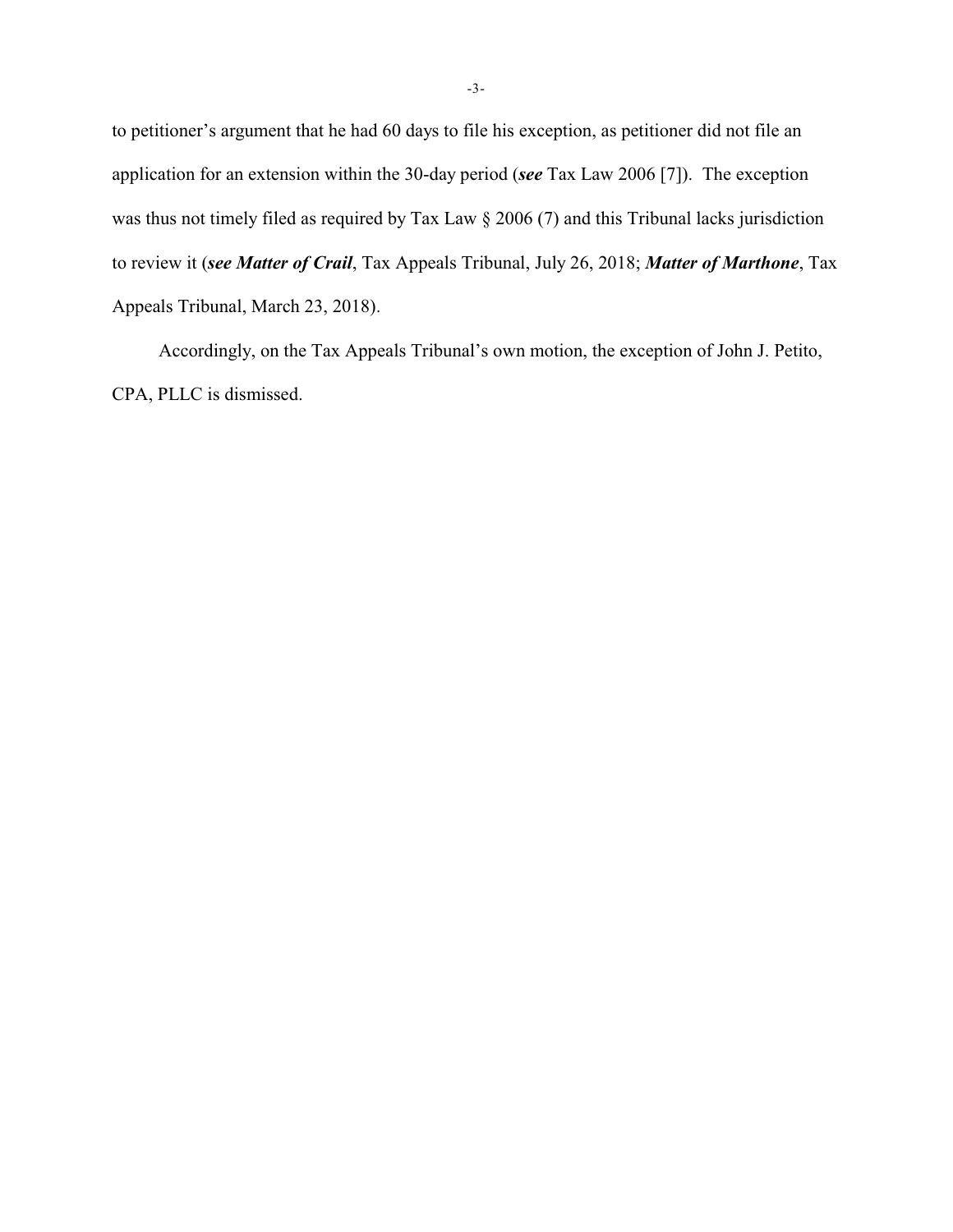to petitioner's argument that he had 60 days to file his exception, as petitioner did not file an application for an extension within the 30-day period (***see*** Tax Law 2006 [7]). The exception was thus not timely filed as required by Tax Law § 2006 (7) and this Tribunal lacks jurisdiction to review it (***see Matter of Crail***, Tax Appeals Tribunal, July 26, 2018; ***Matter of Marthone***, Tax Appeals Tribunal, March 23, 2018).

Accordingly, on the Tax Appeals Tribunal's own motion, the exception of John J. Petito, CPA, PLLC is dismissed.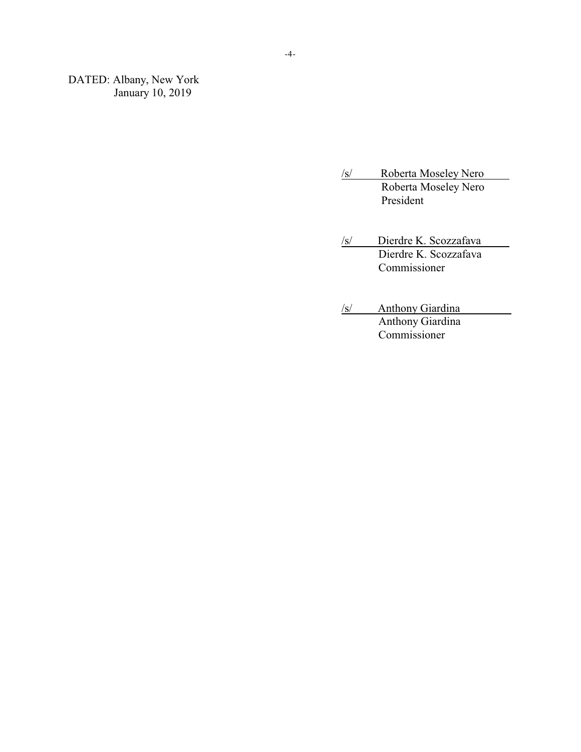DATED: Albany, New York
January 10, 2019

/s/ Roberta Moseley Nero
Roberta Moseley Nero
President

/s/ Dierdre K. Scozzafava
Dierdre K. Scozzafava
Commissioner

/s/ Anthony Giardina
Anthony Giardina
Commissioner